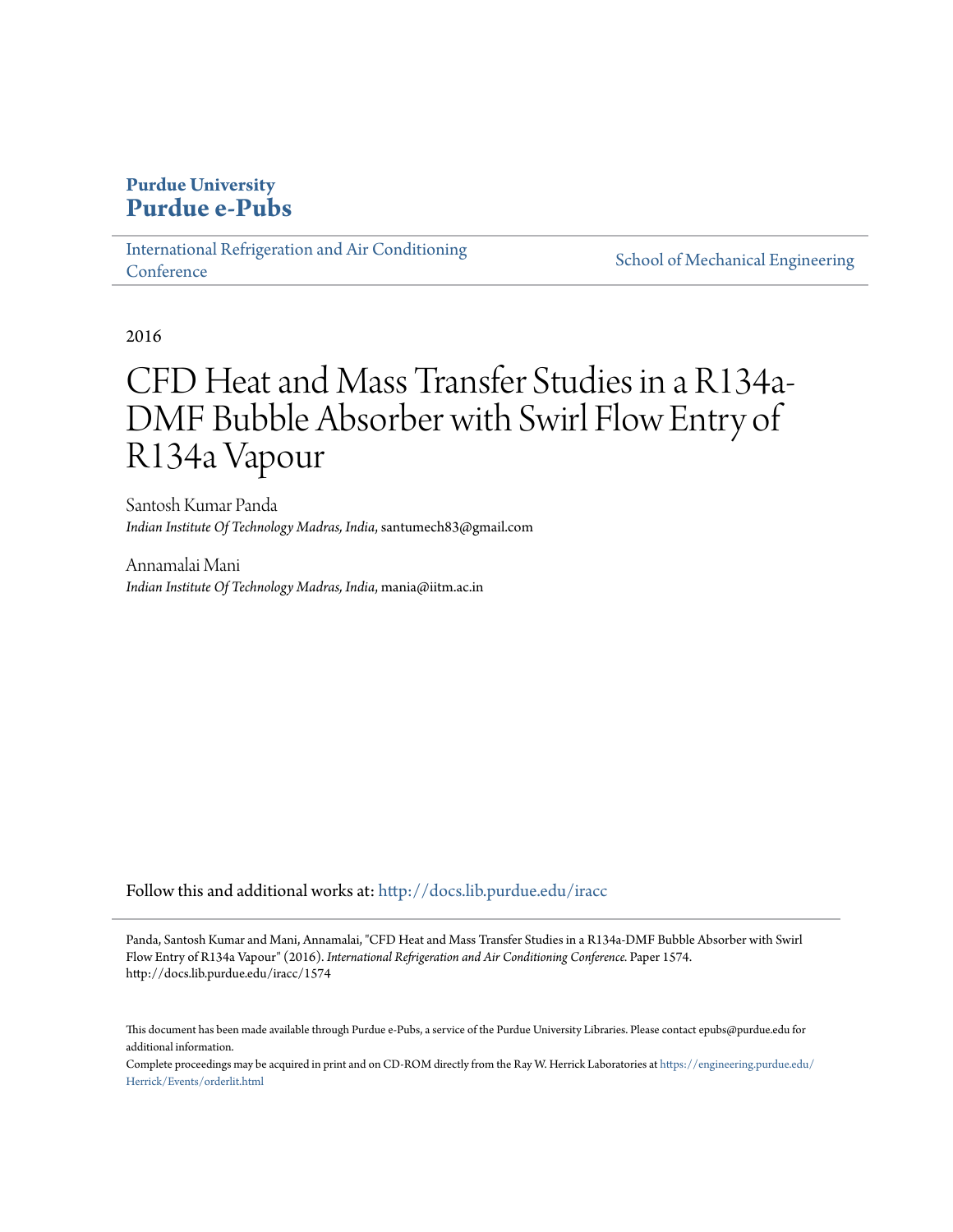# Purdue University
# Purdue e-Pubs

International Refrigeration and Air Conditioning Conference | School of Mechanical Engineering

2016

# CFD Heat and Mass Transfer Studies in a R134a-DMF Bubble Absorber with Swirl Flow Entry of R134a Vapour

Santosh Kumar Panda
*Indian Institute Of Technology Madras, India*, santumech83@gmail.com

Annamalai Mani
*Indian Institute Of Technology Madras, India*, mania@iitm.ac.in

Follow this and additional works at: http://docs.lib.purdue.edu/iracc

Panda, Santosh Kumar and Mani, Annamalai, "CFD Heat and Mass Transfer Studies in a R134a-DMF Bubble Absorber with Swirl Flow Entry of R134a Vapour" (2016). *International Refrigeration and Air Conditioning Conference.* Paper 1574.
http://docs.lib.purdue.edu/iracc/1574

This document has been made available through Purdue e-Pubs, a service of the Purdue University Libraries. Please contact epubs@purdue.edu for additional information.

Complete proceedings may be acquired in print and on CD-ROM directly from the Ray W. Herrick Laboratories at https://engineering.purdue.edu/Herrick/Events/orderlit.html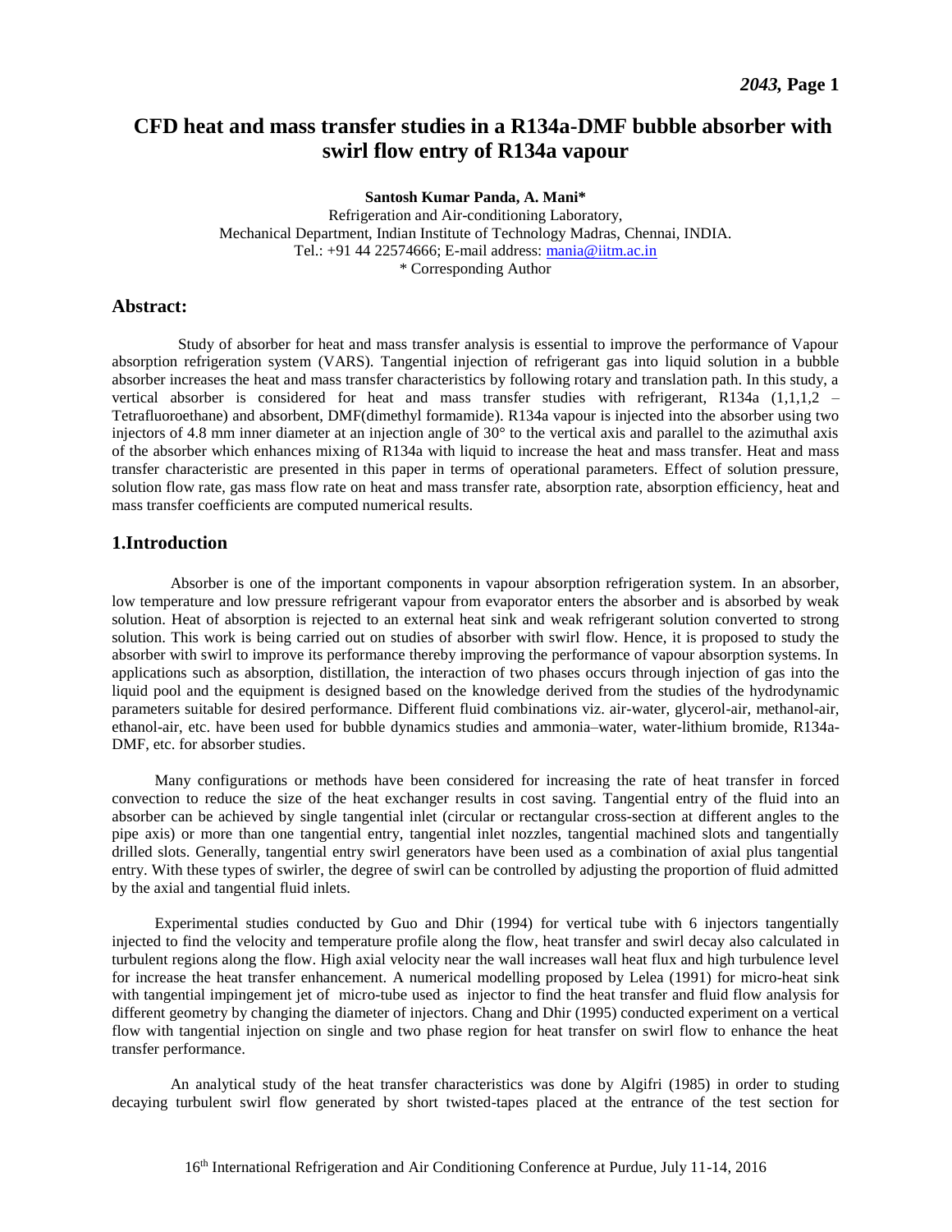# CFD heat and mass transfer studies in a R134a-DMF bubble absorber with swirl flow entry of R134a vapour

**Santosh Kumar Panda, A. Mani***

Refrigeration and Air-conditioning Laboratory,
Mechanical Department, Indian Institute of Technology Madras, Chennai, INDIA.
Tel.: +91 44 22574666; E-mail address: mania@iitm.ac.in
* Corresponding Author

## Abstract:

Study of absorber for heat and mass transfer analysis is essential to improve the performance of Vapour absorption refrigeration system (VARS). Tangential injection of refrigerant gas into liquid solution in a bubble absorber increases the heat and mass transfer characteristics by following rotary and translation path. In this study, a vertical absorber is considered for heat and mass transfer studies with refrigerant, R134a (1,1,1,2 – Tetrafluoroethane) and absorbent, DMF(dimethyl formamide). R134a vapour is injected into the absorber using two injectors of 4.8 mm inner diameter at an injection angle of 30° to the vertical axis and parallel to the azimuthal axis of the absorber which enhances mixing of R134a with liquid to increase the heat and mass transfer. Heat and mass transfer characteristic are presented in this paper in terms of operational parameters. Effect of solution pressure, solution flow rate, gas mass flow rate on heat and mass transfer rate, absorption rate, absorption efficiency, heat and mass transfer coefficients are computed numerical results.

## 1.Introduction

Absorber is one of the important components in vapour absorption refrigeration system. In an absorber, low temperature and low pressure refrigerant vapour from evaporator enters the absorber and is absorbed by weak solution. Heat of absorption is rejected to an external heat sink and weak refrigerant solution converted to strong solution. This work is being carried out on studies of absorber with swirl flow. Hence, it is proposed to study the absorber with swirl to improve its performance thereby improving the performance of vapour absorption systems. In applications such as absorption, distillation, the interaction of two phases occurs through injection of gas into the liquid pool and the equipment is designed based on the knowledge derived from the studies of the hydrodynamic parameters suitable for desired performance. Different fluid combinations viz. air-water, glycerol-air, methanol-air, ethanol-air, etc. have been used for bubble dynamics studies and ammonia–water, water-lithium bromide, R134a-DMF, etc. for absorber studies.

Many configurations or methods have been considered for increasing the rate of heat transfer in forced convection to reduce the size of the heat exchanger results in cost saving. Tangential entry of the fluid into an absorber can be achieved by single tangential inlet (circular or rectangular cross-section at different angles to the pipe axis) or more than one tangential entry, tangential inlet nozzles, tangential machined slots and tangentially drilled slots. Generally, tangential entry swirl generators have been used as a combination of axial plus tangential entry. With these types of swirler, the degree of swirl can be controlled by adjusting the proportion of fluid admitted by the axial and tangential fluid inlets.

Experimental studies conducted by Guo and Dhir (1994) for vertical tube with 6 injectors tangentially injected to find the velocity and temperature profile along the flow, heat transfer and swirl decay also calculated in turbulent regions along the flow. High axial velocity near the wall increases wall heat flux and high turbulence level for increase the heat transfer enhancement. A numerical modelling proposed by Lelea (1991) for micro-heat sink with tangential impingement jet of micro-tube used as injector to find the heat transfer and fluid flow analysis for different geometry by changing the diameter of injectors. Chang and Dhir (1995) conducted experiment on a vertical flow with tangential injection on single and two phase region for heat transfer on swirl flow to enhance the heat transfer performance.

An analytical study of the heat transfer characteristics was done by Algifri (1985) in order to studing decaying turbulent swirl flow generated by short twisted-tapes placed at the entrance of the test section for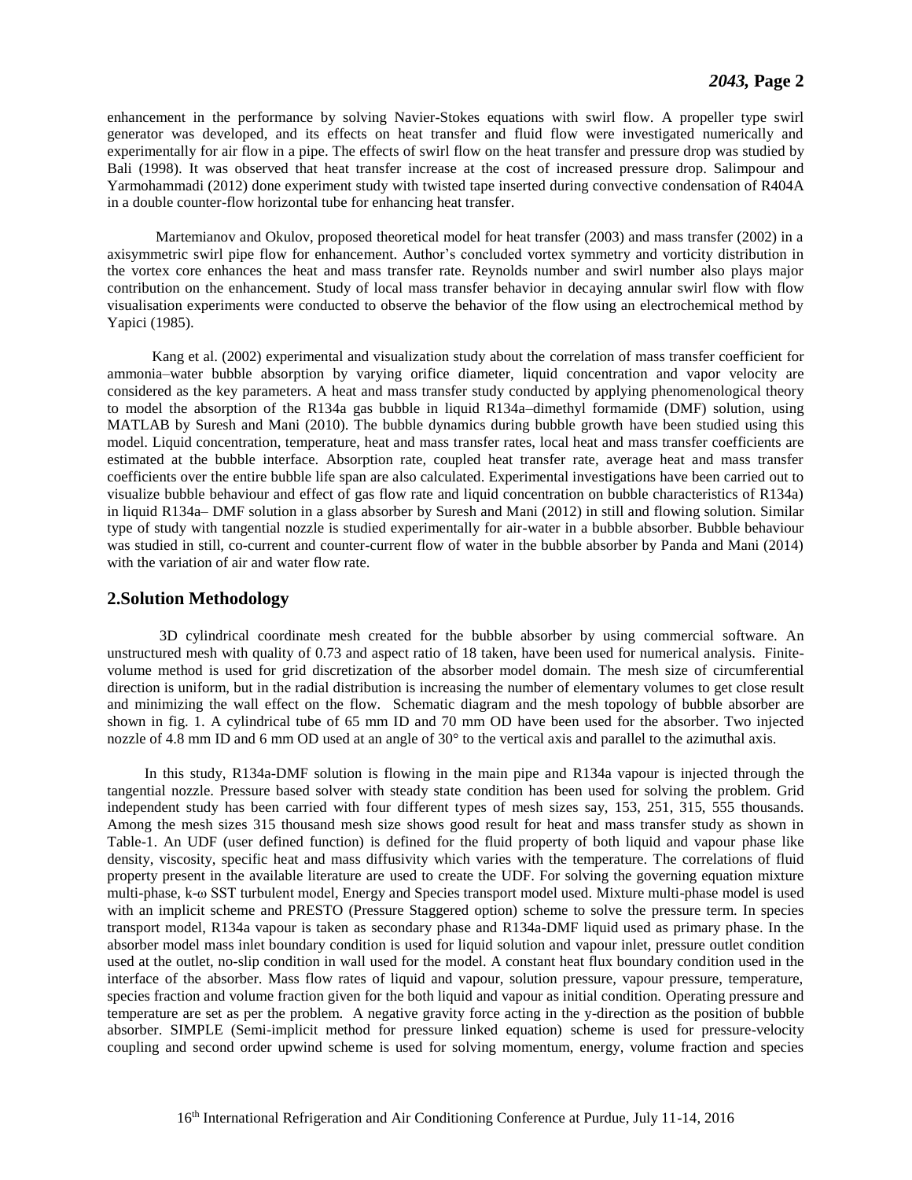enhancement in the performance by solving Navier-Stokes equations with swirl flow. A propeller type swirl generator was developed, and its effects on heat transfer and fluid flow were investigated numerically and experimentally for air flow in a pipe. The effects of swirl flow on the heat transfer and pressure drop was studied by Bali (1998). It was observed that heat transfer increase at the cost of increased pressure drop. Salimpour and Yarmohammadi (2012) done experiment study with twisted tape inserted during convective condensation of R404A in a double counter-flow horizontal tube for enhancing heat transfer.

Martemianov and Okulov, proposed theoretical model for heat transfer (2003) and mass transfer (2002) in a axisymmetric swirl pipe flow for enhancement. Author's concluded vortex symmetry and vorticity distribution in the vortex core enhances the heat and mass transfer rate. Reynolds number and swirl number also plays major contribution on the enhancement. Study of local mass transfer behavior in decaying annular swirl flow with flow visualisation experiments were conducted to observe the behavior of the flow using an electrochemical method by Yapici (1985).

Kang et al. (2002) experimental and visualization study about the correlation of mass transfer coefficient for ammonia–water bubble absorption by varying orifice diameter, liquid concentration and vapor velocity are considered as the key parameters. A heat and mass transfer study conducted by applying phenomenological theory to model the absorption of the R134a gas bubble in liquid R134a–dimethyl formamide (DMF) solution, using MATLAB by Suresh and Mani (2010). The bubble dynamics during bubble growth have been studied using this model. Liquid concentration, temperature, heat and mass transfer rates, local heat and mass transfer coefficients are estimated at the bubble interface. Absorption rate, coupled heat transfer rate, average heat and mass transfer coefficients over the entire bubble life span are also calculated. Experimental investigations have been carried out to visualize bubble behaviour and effect of gas flow rate and liquid concentration on bubble characteristics of R134a) in liquid R134a– DMF solution in a glass absorber by Suresh and Mani (2012) in still and flowing solution. Similar type of study with tangential nozzle is studied experimentally for air-water in a bubble absorber. Bubble behaviour was studied in still, co-current and counter-current flow of water in the bubble absorber by Panda and Mani (2014) with the variation of air and water flow rate.

## 2.Solution Methodology

3D cylindrical coordinate mesh created for the bubble absorber by using commercial software. An unstructured mesh with quality of 0.73 and aspect ratio of 18 taken, have been used for numerical analysis. Finite-volume method is used for grid discretization of the absorber model domain. The mesh size of circumferential direction is uniform, but in the radial distribution is increasing the number of elementary volumes to get close result and minimizing the wall effect on the flow. Schematic diagram and the mesh topology of bubble absorber are shown in fig. 1. A cylindrical tube of 65 mm ID and 70 mm OD have been used for the absorber. Two injected nozzle of 4.8 mm ID and 6 mm OD used at an angle of 30° to the vertical axis and parallel to the azimuthal axis.

In this study, R134a-DMF solution is flowing in the main pipe and R134a vapour is injected through the tangential nozzle. Pressure based solver with steady state condition has been used for solving the problem. Grid independent study has been carried with four different types of mesh sizes say, 153, 251, 315, 555 thousands. Among the mesh sizes 315 thousand mesh size shows good result for heat and mass transfer study as shown in Table-1. An UDF (user defined function) is defined for the fluid property of both liquid and vapour phase like density, viscosity, specific heat and mass diffusivity which varies with the temperature. The correlations of fluid property present in the available literature are used to create the UDF. For solving the governing equation mixture multi-phase, k-ω SST turbulent model, Energy and Species transport model used. Mixture multi-phase model is used with an implicit scheme and PRESTO (Pressure Staggered option) scheme to solve the pressure term. In species transport model, R134a vapour is taken as secondary phase and R134a-DMF liquid used as primary phase. In the absorber model mass inlet boundary condition is used for liquid solution and vapour inlet, pressure outlet condition used at the outlet, no-slip condition in wall used for the model. A constant heat flux boundary condition used in the interface of the absorber. Mass flow rates of liquid and vapour, solution pressure, vapour pressure, temperature, species fraction and volume fraction given for the both liquid and vapour as initial condition. Operating pressure and temperature are set as per the problem. A negative gravity force acting in the y-direction as the position of bubble absorber. SIMPLE (Semi-implicit method for pressure linked equation) scheme is used for pressure-velocity coupling and second order upwind scheme is used for solving momentum, energy, volume fraction and species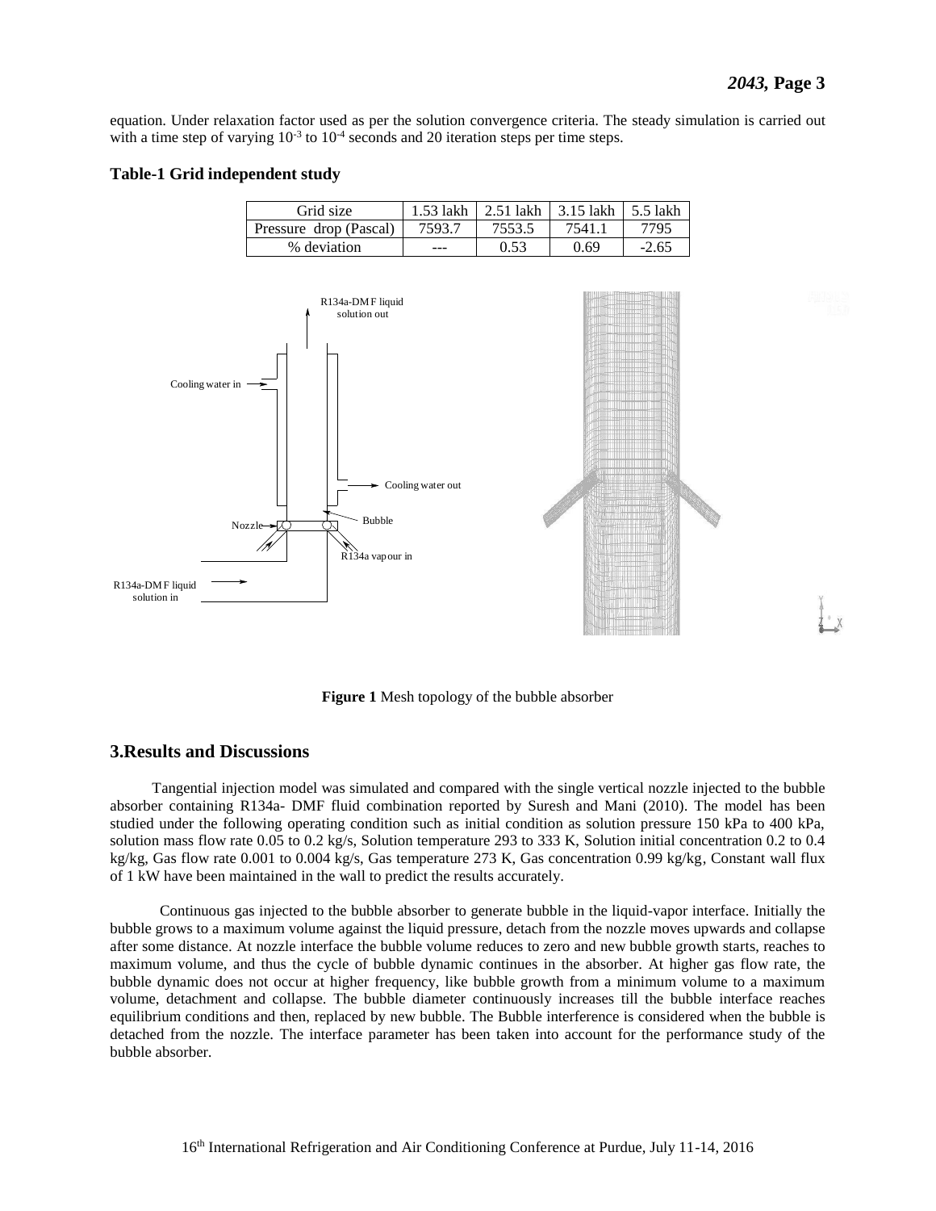equation. Under relaxation factor used as per the solution convergence criteria. The steady simulation is carried out with a time step of varying $10^{-3}$ to $10^{-4}$ seconds and 20 iteration steps per time steps.

**Table-1 Grid independent study**

| Grid size | 1.53 lakh | 2.51 lakh | 3.15 lakh | 5.5 lakh |
|---|---|---|---|---|
| Pressure drop (Pascal) | 7593.7 | 7553.5 | 7541.1 | 7795 |
| % deviation | --- | 0.53 | 0.69 | -2.65 |

**Figure 1** Mesh topology of the bubble absorber

## 3.Results and Discussions

Tangential injection model was simulated and compared with the single vertical nozzle injected to the bubble absorber containing R134a- DMF fluid combination reported by Suresh and Mani (2010). The model has been studied under the following operating condition such as initial condition as solution pressure 150 kPa to 400 kPa, solution mass flow rate 0.05 to 0.2 kg/s, Solution temperature 293 to 333 K, Solution initial concentration 0.2 to 0.4 kg/kg, Gas flow rate 0.001 to 0.004 kg/s, Gas temperature 273 K, Gas concentration 0.99 kg/kg, Constant wall flux of 1 kW have been maintained in the wall to predict the results accurately.

Continuous gas injected to the bubble absorber to generate bubble in the liquid-vapor interface. Initially the bubble grows to a maximum volume against the liquid pressure, detach from the nozzle moves upwards and collapse after some distance. At nozzle interface the bubble volume reduces to zero and new bubble growth starts, reaches to maximum volume, and thus the cycle of bubble dynamic continues in the absorber. At higher gas flow rate, the bubble dynamic does not occur at higher frequency, like bubble growth from a minimum volume to a maximum volume, detachment and collapse. The bubble diameter continuously increases till the bubble interface reaches equilibrium conditions and then, replaced by new bubble. The Bubble interference is considered when the bubble is detached from the nozzle. The interface parameter has been taken into account for the performance study of the bubble absorber.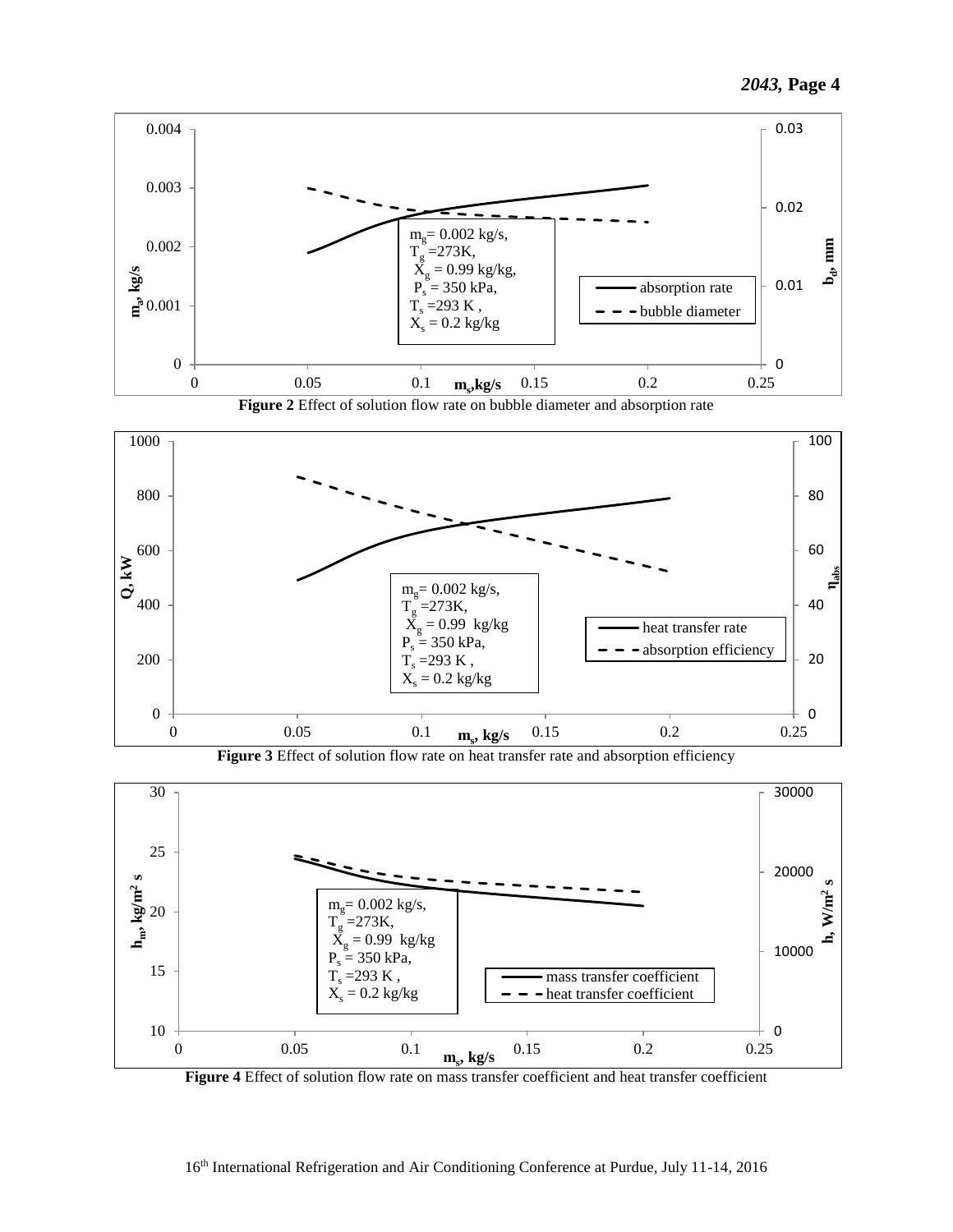**Figure 2** Effect of solution flow rate on bubble diameter and absorption rate

**Figure 3** Effect of solution flow rate on heat transfer rate and absorption efficiency

**Figure 4** Effect of solution flow rate on mass transfer coefficient and heat transfer coefficient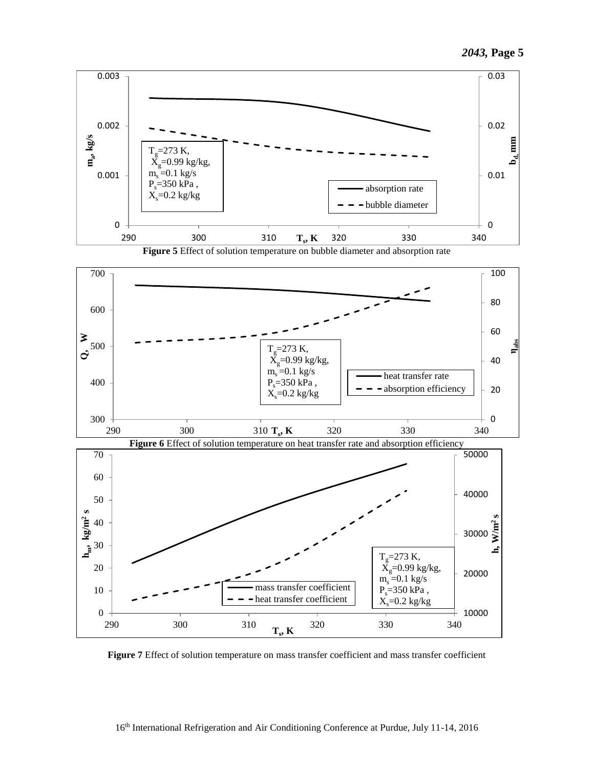**Figure 5** Effect of solution temperature on bubble diameter and absorption rate

**Figure 6** Effect of solution temperature on heat transfer rate and absorption efficiency

**Figure 7** Effect of solution temperature on mass transfer coefficient and mass transfer coefficient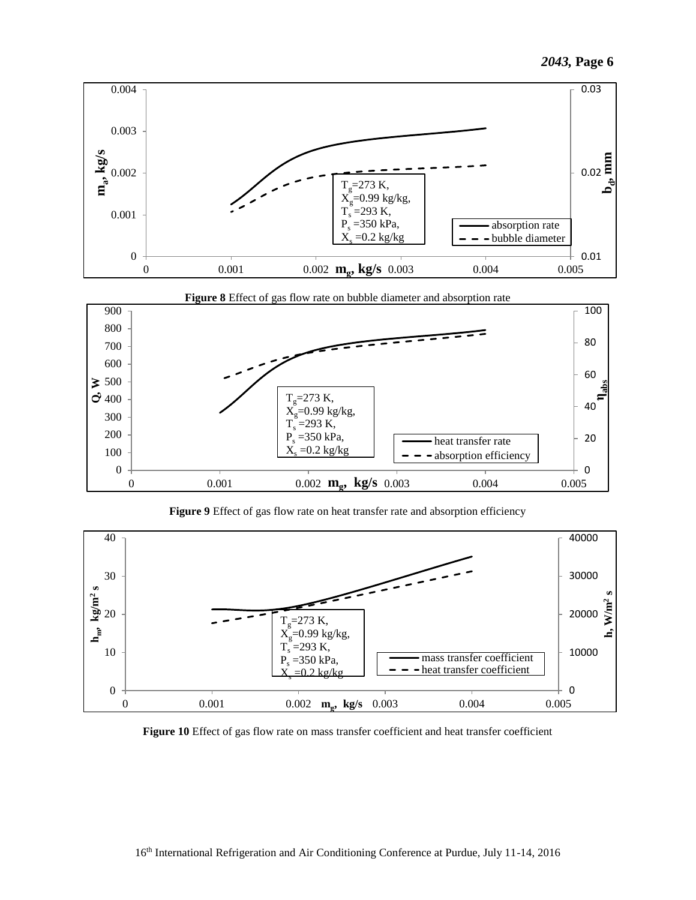Figure 8 Effect of gas flow rate on bubble diameter and absorption rate

Figure 9 Effect of gas flow rate on heat transfer rate and absorption efficiency

Figure 10 Effect of gas flow rate on mass transfer coefficient and heat transfer coefficient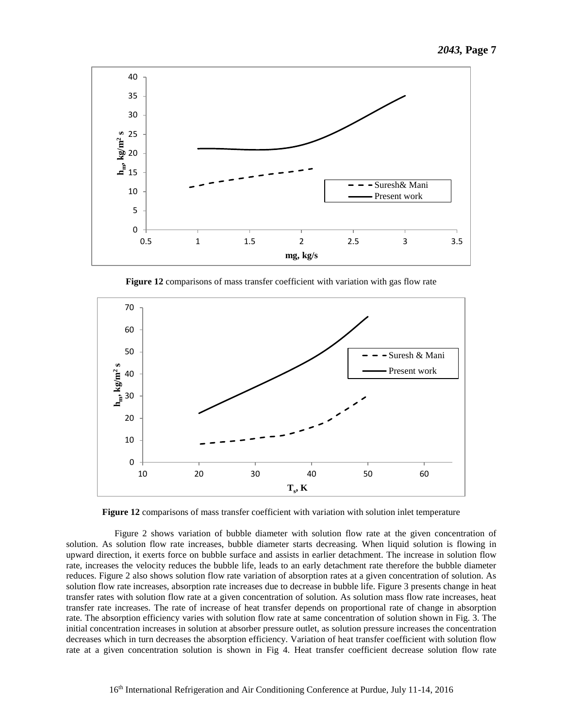**Figure 12** comparisons of mass transfer coefficient with variation with gas flow rate

**Figure 12** comparisons of mass transfer coefficient with variation with solution inlet temperature

Figure 2 shows variation of bubble diameter with solution flow rate at the given concentration of solution. As solution flow rate increases, bubble diameter starts decreasing. When liquid solution is flowing in upward direction, it exerts force on bubble surface and assists in earlier detachment. The increase in solution flow rate, increases the velocity reduces the bubble life, leads to an early detachment rate therefore the bubble diameter reduces. Figure 2 also shows solution flow rate variation of absorption rates at a given concentration of solution. As solution flow rate increases, absorption rate increases due to decrease in bubble life. Figure 3 presents change in heat transfer rates with solution flow rate at a given concentration of solution. As solution mass flow rate increases, heat transfer rate increases. The rate of increase of heat transfer depends on proportional rate of change in absorption rate. The absorption efficiency varies with solution flow rate at same concentration of solution shown in Fig. 3. The initial concentration increases in solution at absorber pressure outlet, as solution pressure increases the concentration decreases which in turn decreases the absorption efficiency. Variation of heat transfer coefficient with solution flow rate at a given concentration solution is shown in Fig 4. Heat transfer coefficient decrease solution flow rate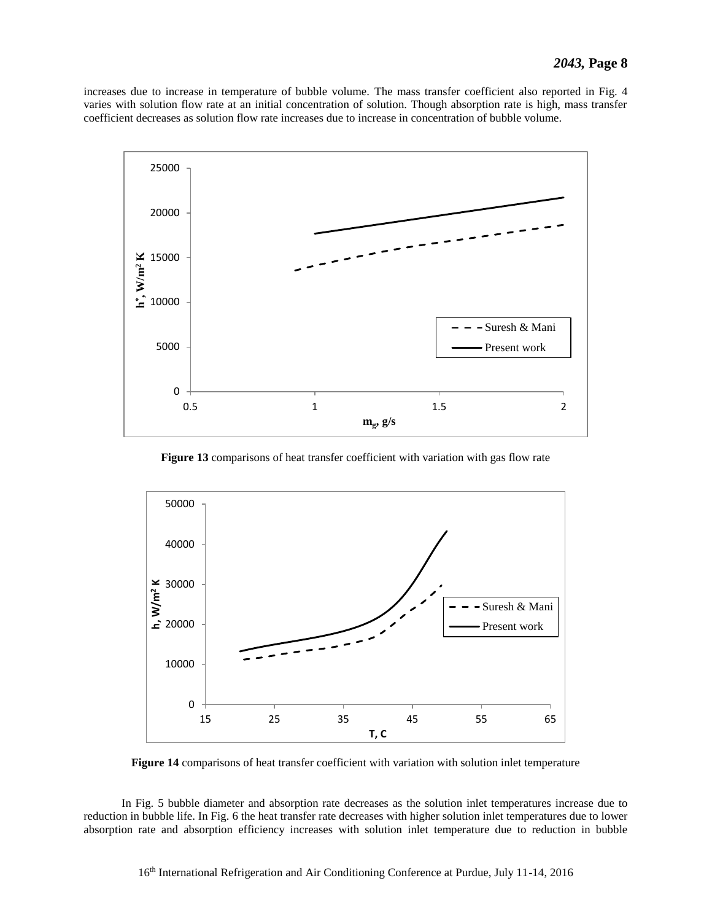increases due to increase in temperature of bubble volume. The mass transfer coefficient also reported in Fig. 4 varies with solution flow rate at an initial concentration of solution. Though absorption rate is high, mass transfer coefficient decreases as solution flow rate increases due to increase in concentration of bubble volume.

**Figure 13** comparisons of heat transfer coefficient with variation with gas flow rate

**Figure 14** comparisons of heat transfer coefficient with variation with solution inlet temperature

In Fig. 5 bubble diameter and absorption rate decreases as the solution inlet temperatures increase due to reduction in bubble life. In Fig. 6 the heat transfer rate decreases with higher solution inlet temperatures due to lower absorption rate and absorption efficiency increases with solution inlet temperature due to reduction in bubble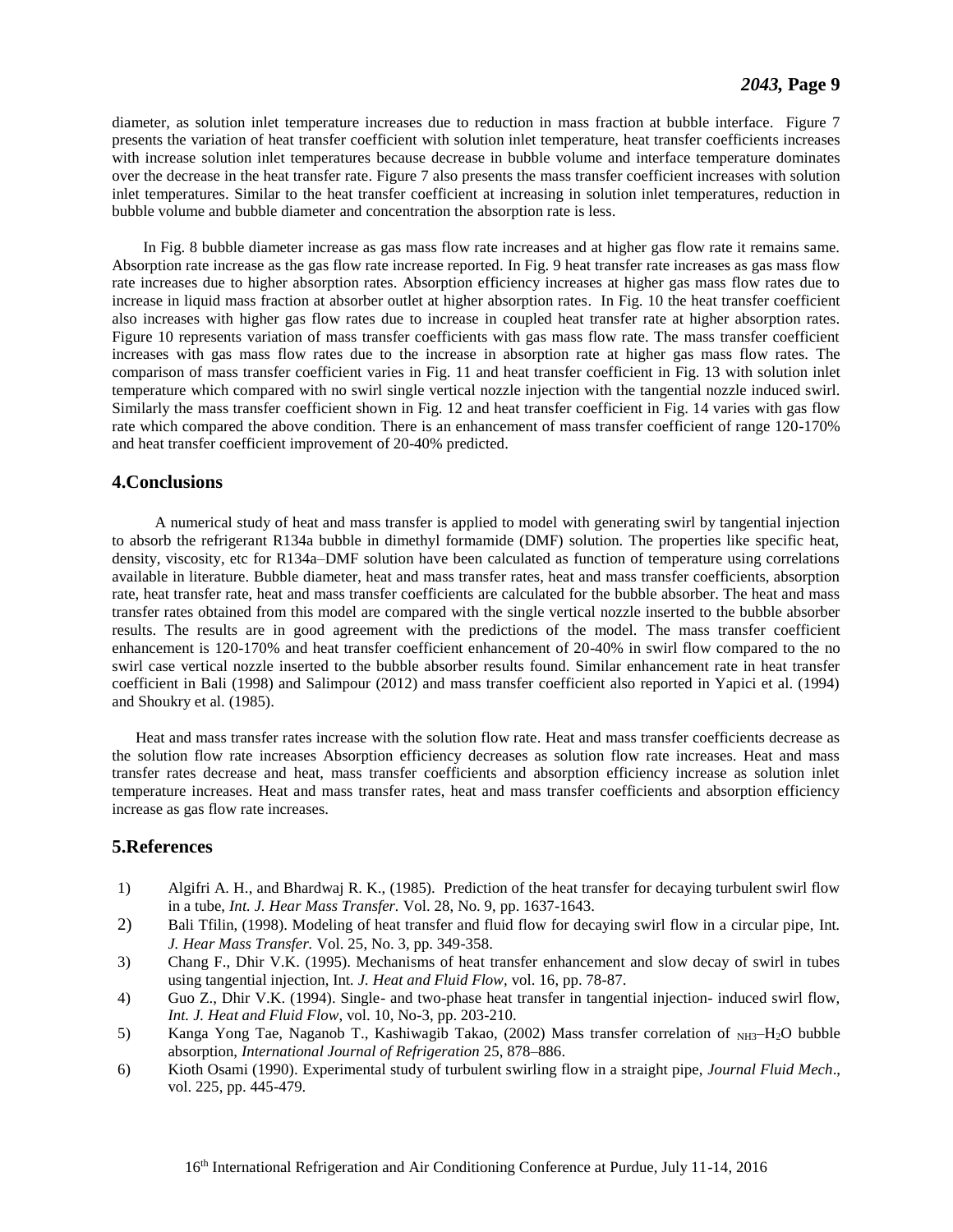diameter, as solution inlet temperature increases due to reduction in mass fraction at bubble interface. Figure 7 presents the variation of heat transfer coefficient with solution inlet temperature, heat transfer coefficients increases with increase solution inlet temperatures because decrease in bubble volume and interface temperature dominates over the decrease in the heat transfer rate. Figure 7 also presents the mass transfer coefficient increases with solution inlet temperatures. Similar to the heat transfer coefficient at increasing in solution inlet temperatures, reduction in bubble volume and bubble diameter and concentration the absorption rate is less.

In Fig. 8 bubble diameter increase as gas mass flow rate increases and at higher gas flow rate it remains same. Absorption rate increase as the gas flow rate increase reported. In Fig. 9 heat transfer rate increases as gas mass flow rate increases due to higher absorption rates. Absorption efficiency increases at higher gas mass flow rates due to increase in liquid mass fraction at absorber outlet at higher absorption rates. In Fig. 10 the heat transfer coefficient also increases with higher gas flow rates due to increase in coupled heat transfer rate at higher absorption rates. Figure 10 represents variation of mass transfer coefficients with gas mass flow rate. The mass transfer coefficient increases with gas mass flow rates due to the increase in absorption rate at higher gas mass flow rates. The comparison of mass transfer coefficient varies in Fig. 11 and heat transfer coefficient in Fig. 13 with solution inlet temperature which compared with no swirl single vertical nozzle injection with the tangential nozzle induced swirl. Similarly the mass transfer coefficient shown in Fig. 12 and heat transfer coefficient in Fig. 14 varies with gas flow rate which compared the above condition. There is an enhancement of mass transfer coefficient of range 120-170% and heat transfer coefficient improvement of 20-40% predicted.

## 4.Conclusions

A numerical study of heat and mass transfer is applied to model with generating swirl by tangential injection to absorb the refrigerant R134a bubble in dimethyl formamide (DMF) solution. The properties like specific heat, density, viscosity, etc for R134a–DMF solution have been calculated as function of temperature using correlations available in literature. Bubble diameter, heat and mass transfer rates, heat and mass transfer coefficients, absorption rate, heat transfer rate, heat and mass transfer coefficients are calculated for the bubble absorber. The heat and mass transfer rates obtained from this model are compared with the single vertical nozzle inserted to the bubble absorber results. The results are in good agreement with the predictions of the model. The mass transfer coefficient enhancement is 120-170% and heat transfer coefficient enhancement of 20-40% in swirl flow compared to the no swirl case vertical nozzle inserted to the bubble absorber results found. Similar enhancement rate in heat transfer coefficient in Bali (1998) and Salimpour (2012) and mass transfer coefficient also reported in Yapici et al. (1994) and Shoukry et al. (1985).

Heat and mass transfer rates increase with the solution flow rate. Heat and mass transfer coefficients decrease as the solution flow rate increases Absorption efficiency decreases as solution flow rate increases. Heat and mass transfer rates decrease and heat, mass transfer coefficients and absorption efficiency increase as solution inlet temperature increases. Heat and mass transfer rates, heat and mass transfer coefficients and absorption efficiency increase as gas flow rate increases.

## 5.References

1) Algifri A. H., and Bhardwaj R. K., (1985). Prediction of the heat transfer for decaying turbulent swirl flow in a tube, *Int. J. Hear Mass Transfer.* Vol. 28, No. 9, pp. 1637-1643.
2) Bali Tfilin, (1998). Modeling of heat transfer and fluid flow for decaying swirl flow in a circular pipe, Int*. J. Hear Mass Transfer.* Vol. 25, No. 3, pp. 349-358.
3) Chang F., Dhir V.K. (1995). Mechanisms of heat transfer enhancement and slow decay of swirl in tubes using tangential injection, Int. *J. Heat and Fluid Flow,* vol. 16, pp. 78-87.
4) Guo Z., Dhir V.K. (1994). Single- and two-phase heat transfer in tangential injection- induced swirl flow, *Int. J. Heat and Fluid Flow*, vol. 10, No-3, pp. 203-210.
5) Kanga Yong Tae, Naganob T., Kashiwagib Takao, (2002) Mass transfer correlation of $NH_3$–$H_2O$ bubble absorption, *International Journal of Refrigeration* 25, 878–886.
6) Kioth Osami (1990). Experimental study of turbulent swirling flow in a straight pipe, *Journal Fluid Mech*., vol. 225, pp. 445-479.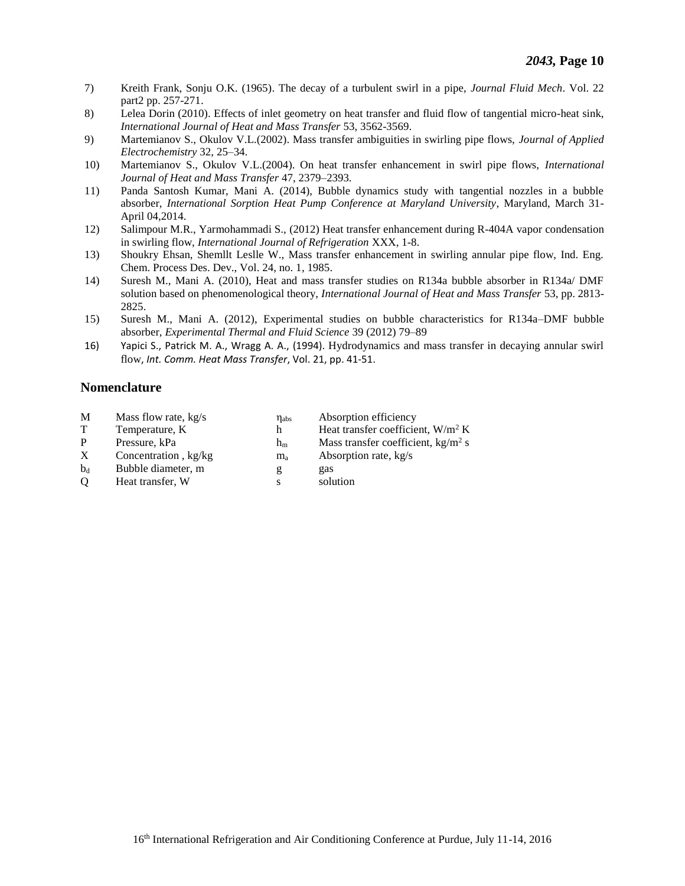7) Kreith Frank, Sonju O.K. (1965). The decay of a turbulent swirl in a pipe, *Journal Fluid Mech*. Vol. 22 part2 pp. 257-271.
8) Lelea Dorin (2010). Effects of inlet geometry on heat transfer and fluid flow of tangential micro-heat sink, *International Journal of Heat and Mass Transfer* 53, 3562-3569.
9) Martemianov S., Okulov V.L.(2002). Mass transfer ambiguities in swirling pipe flows, *Journal of Applied Electrochemistry* 32, 25–34.
10) Martemianov S., Okulov V.L.(2004). On heat transfer enhancement in swirl pipe flows, *International Journal of Heat and Mass Transfer* 47, 2379–2393.
11) Panda Santosh Kumar, Mani A. (2014), Bubble dynamics study with tangential nozzles in a bubble absorber, *International Sorption Heat Pump Conference at Maryland University*, Maryland, March 31-April 04,2014.
12) Salimpour M.R., Yarmohammadi S., (2012) Heat transfer enhancement during R-404A vapor condensation in swirling flow, *International Journal of Refrigeration* XXX, 1-8.
13) Shoukry Ehsan, Shemllt Leslle W., Mass transfer enhancement in swirling annular pipe flow, Ind. Eng. Chem. Process Des. Dev., Vol. 24, no. 1, 1985.
14) Suresh M., Mani A. (2010), Heat and mass transfer studies on R134a bubble absorber in R134a/ DMF solution based on phenomenological theory, *International Journal of Heat and Mass Transfer* 53, pp. 2813-2825.
15) Suresh M., Mani A. (2012), Experimental studies on bubble characteristics for R134a–DMF bubble absorber, *Experimental Thermal and Fluid Science* 39 (2012) 79–89
16) Yapici S., Patrick M. A., Wragg A. A., (1994). Hydrodynamics and mass transfer in decaying annular swirl flow, *Int. Comm. Heat Mass Transfer*, Vol. 21, pp. 41-51.

## Nomenclature

| | | | |
|---|---|---|---|
| M | Mass flow rate, kg/s | $\eta_{abs}$ | Absorption efficiency |
| T | Temperature, K | h | Heat transfer coefficient, W/m$^2$ K |
| P | Pressure, kPa | $h_m$ | Mass transfer coefficient, kg/m$^2$ s |
| X | Concentration , kg/kg | $m_a$ | Absorption rate, kg/s |
| $b_d$ | Bubble diameter, m | g | gas |
| Q | Heat transfer, W | s | solution |